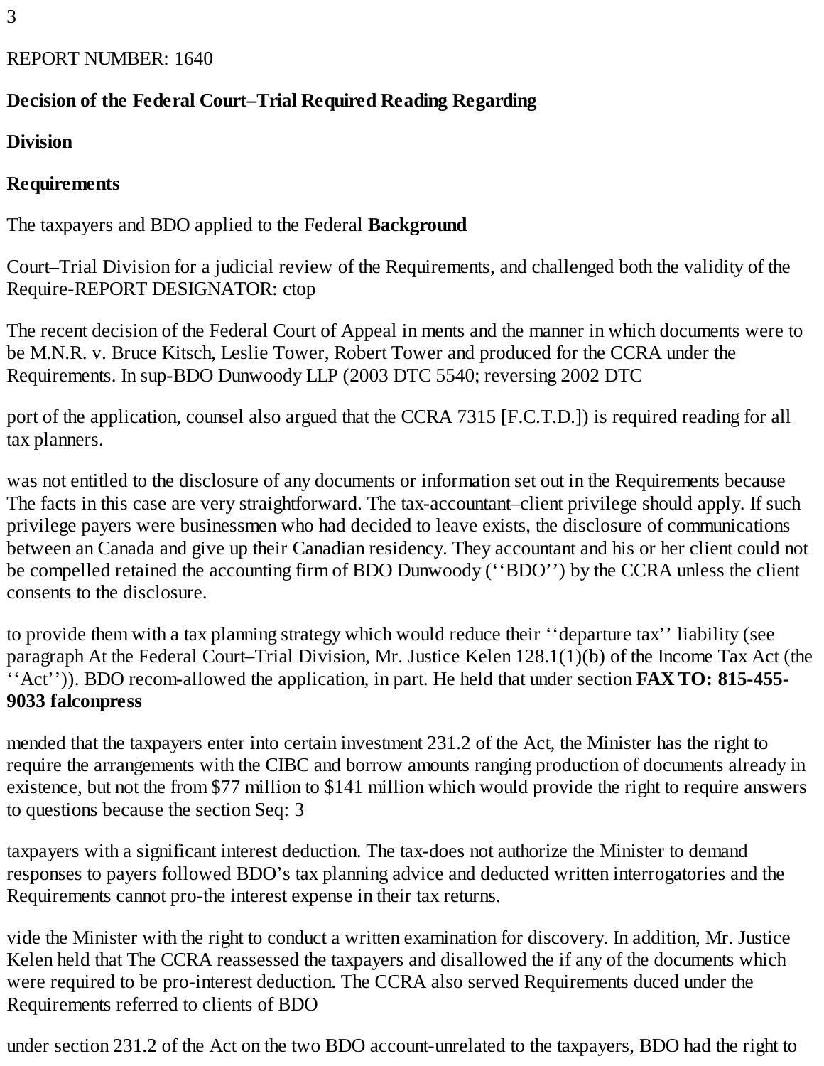REPORT NUMBER: 1640

REPORT DESIGNATOR: ctop

## Required Reading Regarding Requirements

The recent decision of the Federal Court of Appeal in M.N.R. v. Bruce Kitsch, Leslie Tower, Robert Tower and BDO Dunwoody LLP (2003 DTC 5540; reversing 2002 DTC 7315 [F.C.T.D.]) is required reading for all tax planners.

### Background

The facts in this case are very straightforward. The taxpayers were businessmen who had decided to leave Canada and give up their Canadian residency. They retained the accounting firm of BDO Dunwoody (''BDO'') to provide them with a tax planning strategy which would reduce their ''departure tax'' liability (see paragraph 128.1(1)(b) of the Income Tax Act (the ''Act'')). BDO recommended that the taxpayers enter into certain investment arrangements with the CIBC and borrow amounts ranging from $77 million to $141 million which would provide the taxpayers with a significant interest deduction. The taxpayers followed BDO's tax planning advice and deducted the interest expense in their tax returns.

The CCRA reassessed the taxpayers and disallowed the interest deduction. The CCRA also served Requirements under section 231.2 of the Act on the two BDO account-

### Decision of the Federal Court–Trial Division

The taxpayers and BDO applied to the Federal Court–Trial Division for a judicial review of the Requirements, and challenged both the validity of the Requirements and the manner in which documents were to be produced for the CCRA under the Requirements. In support of the application, counsel also argued that the CCRA was not entitled to the disclosure of any documents or information set out in the Requirements because tax-accountant–client privilege should apply. If such privilege exists, the disclosure of communications between an accountant and his or her client could not be compelled by the CCRA unless the client consents to the disclosure.

At the Federal Court–Trial Division, Mr. Justice Kelen allowed the application, in part. He held that under section 231.2 of the Act, the Minister has the right to require the production of documents already in existence, but not the right to require answers to questions because the section does not authorize the Minister to demand responses to written interrogatories and the Requirements cannot provide the Minister with the right to conduct a written examination for discovery. In addition, Mr. Justice Kelen held that if any of the documents which were required to be produced under the Requirements referred to clients of BDO unrelated to the taxpayers, BDO had the right to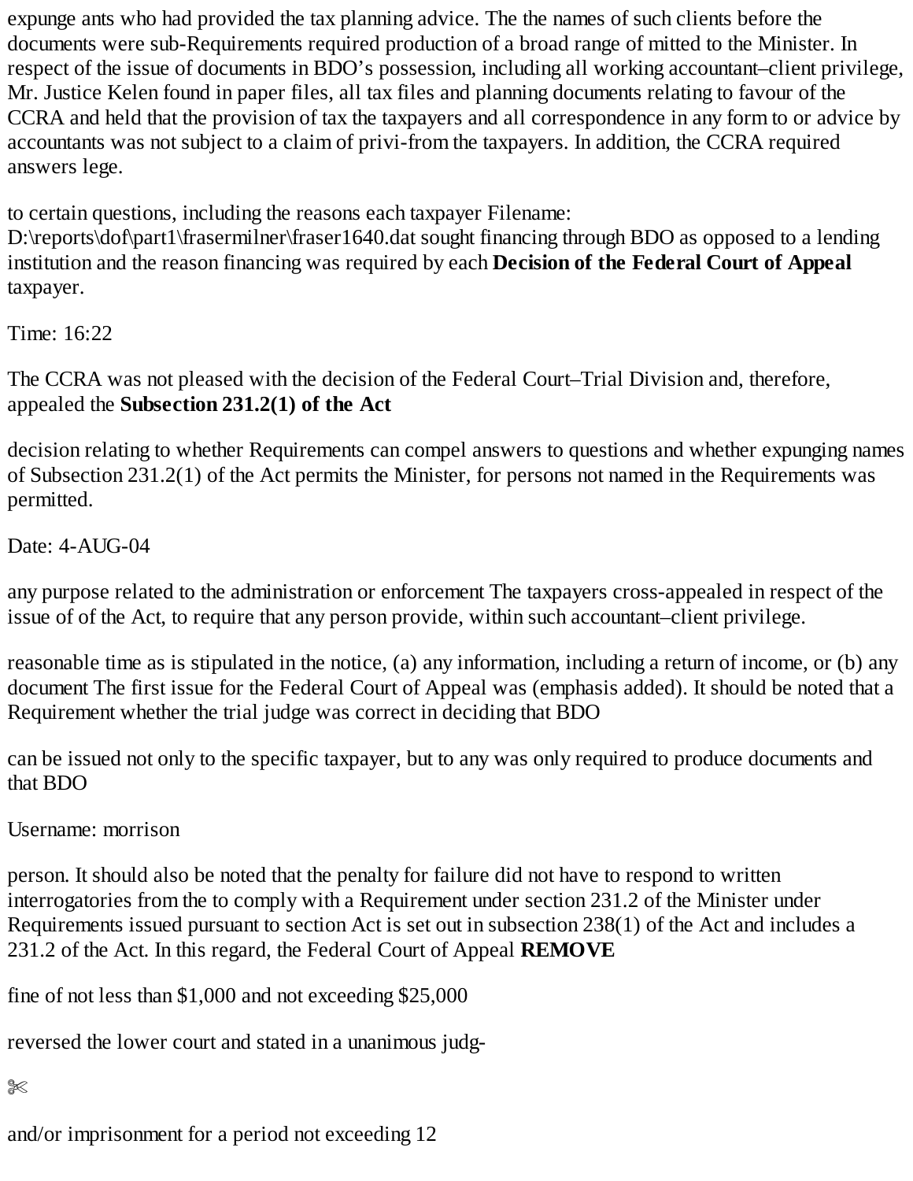expunge ants who had provided the tax planning advice. The the names of such clients before the documents were sub-Requirements required production of a broad range of mitted to the Minister. In respect of the issue of documents in BDO's possession, including all working accountant–client privilege, Mr. Justice Kelen found in paper files, all tax files and planning documents relating to favour of the CCRA and held that the provision of tax the taxpayers and all correspondence in any form to or advice by accountants was not subject to a claim of privi-from the taxpayers. In addition, the CCRA required answers lege.

to certain questions, including the reasons each taxpayer Filename: D:\reports\dof\part1\frasermilner\fraser1640.dat sought financing through BDO as opposed to a lending institution and the reason financing was required by each **Decision of the Federal Court of Appeal** taxpayer.

Time: 16:22

The CCRA was not pleased with the decision of the Federal Court–Trial Division and, therefore, appealed the **Subsection 231.2(1) of the Act**

decision relating to whether Requirements can compel answers to questions and whether expunging names of Subsection 231.2(1) of the Act permits the Minister, for persons not named in the Requirements was permitted.

Date: 4-AUG-04

any purpose related to the administration or enforcement The taxpayers cross-appealed in respect of the issue of of the Act, to require that any person provide, within such accountant–client privilege.

reasonable time as is stipulated in the notice, (a) any information, including a return of income, or (b) any document The first issue for the Federal Court of Appeal was (emphasis added). It should be noted that a Requirement whether the trial judge was correct in deciding that BDO

can be issued not only to the specific taxpayer, but to any was only required to produce documents and that BDO

Username: morrison

person. It should also be noted that the penalty for failure did not have to respond to written interrogatories from the to comply with a Requirement under section 231.2 of the Minister under Requirements issued pursuant to section Act is set out in subsection 238(1) of the Act and includes a 231.2 of the Act. In this regard, the Federal Court of Appeal **REMOVE**

fine of not less than $1,000 and not exceeding $25,000

reversed the lower court and stated in a unanimous judg-

✄

and/or imprisonment for a period not exceeding 12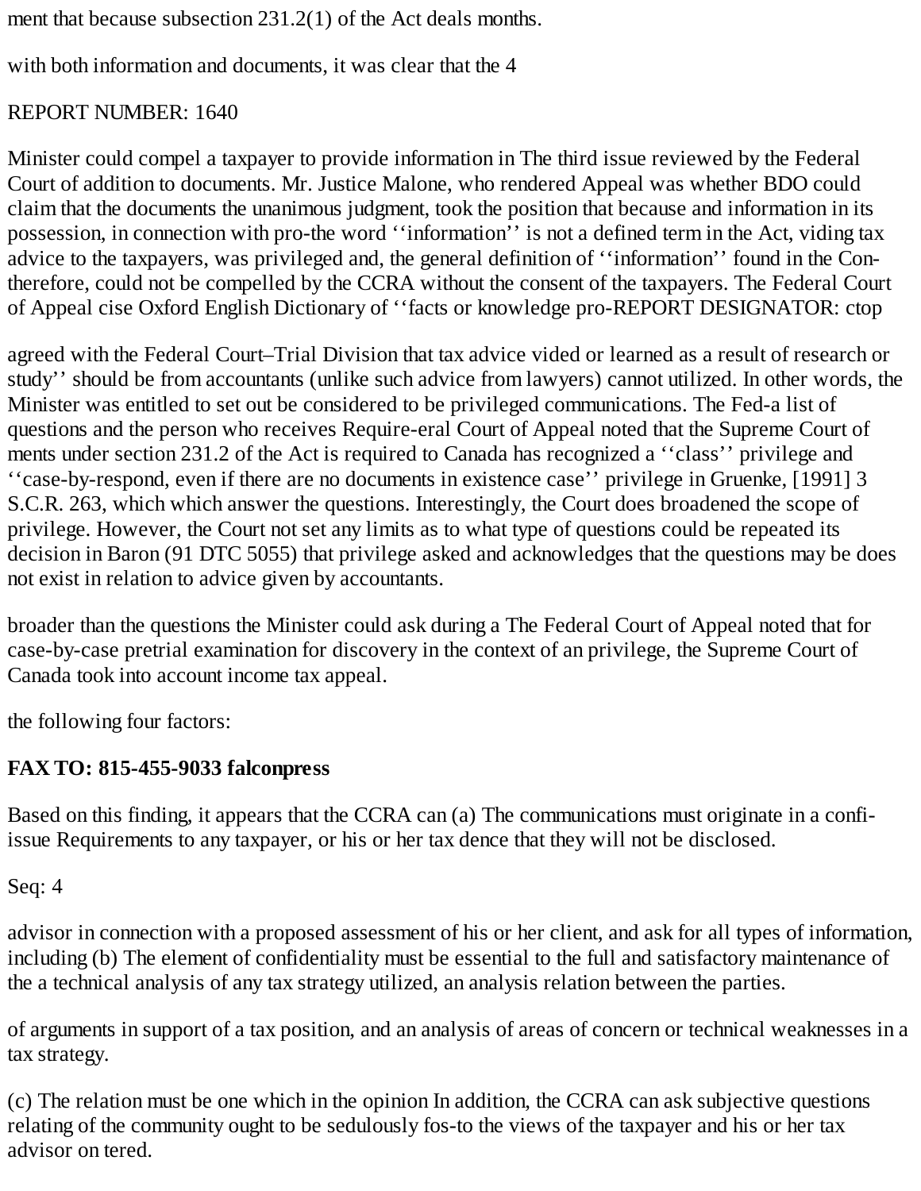ment that because subsection 231.2(1) of the Act deals with both information and documents, it was clear that the Minister could compel a taxpayer to provide information in addition to documents. Mr. Justice Malone, who rendered the unanimous judgment, took the position that because the word ''information'' is not a defined term in the Act, the general definition of ''information'' found in the Concise Oxford English Dictionary of ''facts or knowledge provided or learned as a result of research or study'' should be utilized. In other words, the Minister was entitled to set out a list of questions and the person who receives Requirements under section 231.2 of the Act is required to respond, even if there are no documents in existence which answer the questions. Interestingly, the Court does not set any limits as to what type of questions could be asked and acknowledges that the questions may be broader than the questions the Minister could ask during a pretrial examination for discovery in the context of an income tax appeal.

Based on this finding, it appears that the CCRA can issue Requirements to any taxpayer, or his or her tax advisor in connection with a proposed assessment of his or her client, and ask for all types of information, including a technical analysis of any tax strategy utilized, an analysis of arguments in support of a tax position, and an analysis of areas of concern or technical weaknesses in a tax strategy. In addition, the CCRA can ask subjective questions relating to the views of the taxpayer and his or her tax advisor on

months.

The third issue reviewed by the Federal Court of Appeal was whether BDO could claim that the documents and information in its possession, in connection with providing tax advice to the taxpayers, was privileged and, therefore, could not be compelled by the CCRA without the consent of the taxpayers. The Federal Court of Appeal agreed with the Federal Court–Trial Division that tax advice from accountants (unlike such advice from lawyers) cannot be considered to be privileged communications. The Federal Court of Appeal noted that the Supreme Court of Canada has recognized a ''class'' privilege and ''case-by-case'' privilege in Gruenke, [1991] 3 S.C.R. 263, which broadened the scope of privilege. However, the Court repeated its decision in Baron (91 DTC 5055) that privilege does not exist in relation to advice given by accountants.

The Federal Court of Appeal noted that for case-by-case privilege, the Supreme Court of Canada took into account the following four factors:

(a) The communications must originate in a confidence that they will not be disclosed.

(b) The element of confidentiality must be essential to the full and satisfactory maintenance of the relation between the parties.

(c) The relation must be one which in the opinion of the community ought to be sedulously fostered.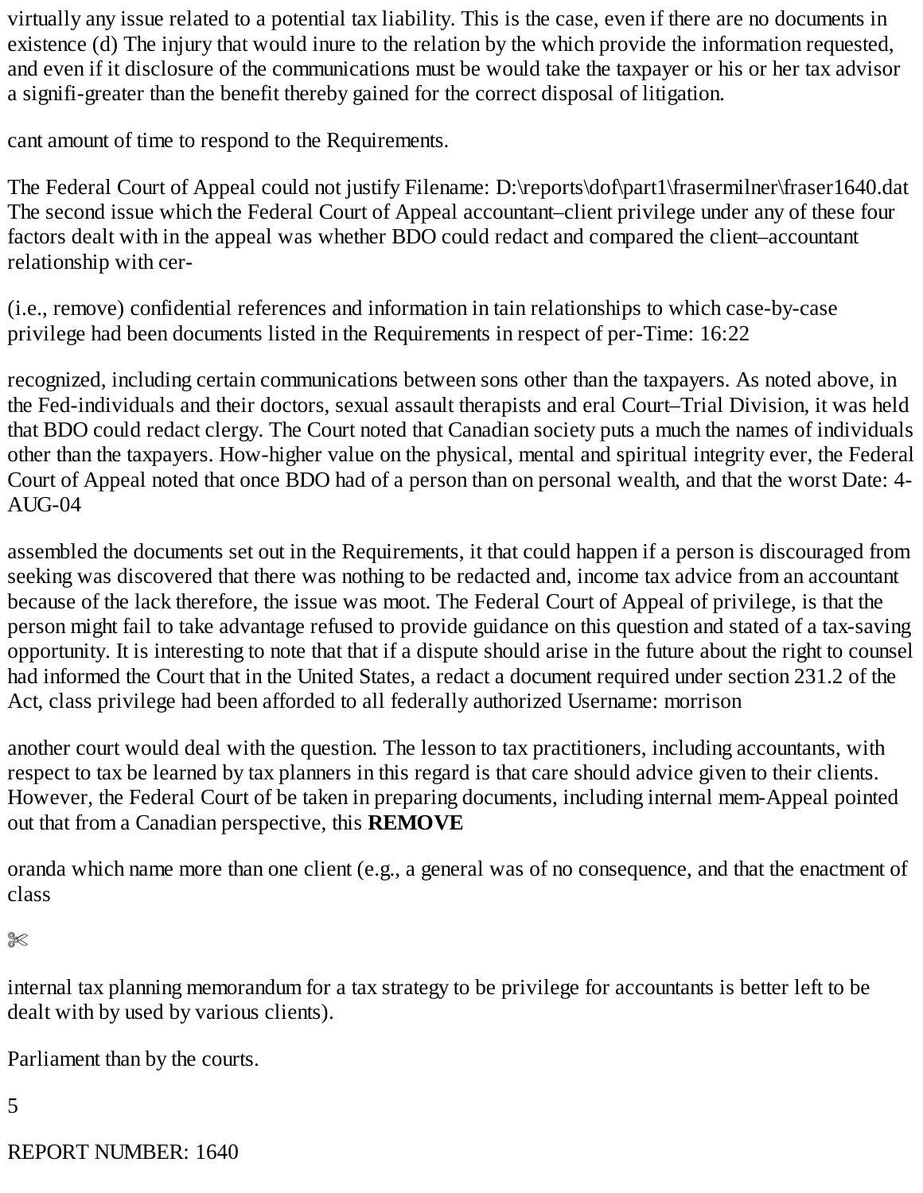virtually any issue related to a potential tax liability. This is the case, even if there are no documents in existence (d) The injury that would inure to the relation by the which provide the information requested, and even if it disclosure of the communications must be would take the taxpayer or his or her tax advisor a signifi-greater than the benefit thereby gained for the correct disposal of litigation.

cant amount of time to respond to the Requirements.

The Federal Court of Appeal could not justify The second issue which the Federal Court of Appeal accountant–client privilege under any of these four factors dealt with in the appeal was whether BDO could redact and compared the client–accountant relationship with cer-

(i.e., remove) confidential references and information in tain relationships to which case-by-case privilege had been documents listed in the Requirements in respect of per-

recognized, including certain communications between sons other than the taxpayers. As noted above, in the Fed-individuals and their doctors, sexual assault therapists and eral Court–Trial Division, it was held that BDO could redact clergy. The Court noted that Canadian society puts a much the names of individuals other than the taxpayers. How-higher value on the physical, mental and spiritual integrity ever, the Federal Court of Appeal noted that once BDO had of a person than on personal wealth, and that the worst

assembled the documents set out in the Requirements, it that could happen if a person is discouraged from seeking was discovered that there was nothing to be redacted and, income tax advice from an accountant because of the lack therefore, the issue was moot. The Federal Court of Appeal of privilege, is that the person might fail to take advantage refused to provide guidance on this question and stated of a tax-saving opportunity. It is interesting to note that that if a dispute should arise in the future about the right to counsel had informed the Court that in the United States, a redact a document required under section 231.2 of the Act, class privilege had been afforded to all federally authorized

another court would deal with the question. The lesson to tax practitioners, including accountants, with respect to tax be learned by tax planners in this regard is that care should advice given to their clients. However, the Federal Court of be taken in preparing documents, including internal mem-Appeal pointed out that from a Canadian perspective, this

oranda which name more than one client (e.g., a general was of no consequence, and that the enactment of class

internal tax planning memorandum for a tax strategy to be privilege for accountants is better left to be dealt with by used by various clients).

Parliament than by the courts.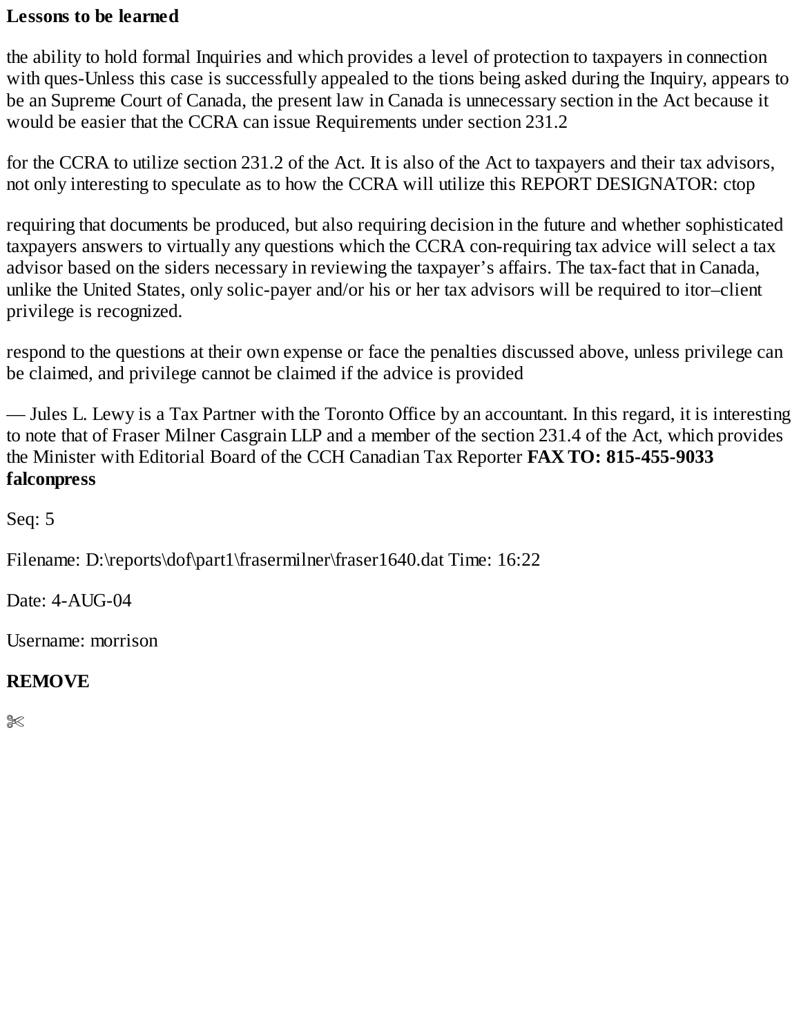**Lessons to be learned**

the ability to hold formal Inquiries and which provides a level of protection to taxpayers in connection with ques-Unless this case is successfully appealed to the tions being asked during the Inquiry, appears to be an Supreme Court of Canada, the present law in Canada is unnecessary section in the Act because it would be easier that the CCRA can issue Requirements under section 231.2

for the CCRA to utilize section 231.2 of the Act. It is also of the Act to taxpayers and their tax advisors, not only interesting to speculate as to how the CCRA will utilize this REPORT DESIGNATOR: ctop

requiring that documents be produced, but also requiring decision in the future and whether sophisticated taxpayers answers to virtually any questions which the CCRA con-requiring tax advice will select a tax advisor based on the siders necessary in reviewing the taxpayer's affairs. The tax-fact that in Canada, unlike the United States, only solic-payer and/or his or her tax advisors will be required to itor–client privilege is recognized.

respond to the questions at their own expense or face the penalties discussed above, unless privilege can be claimed, and privilege cannot be claimed if the advice is provided

— Jules L. Lewy is a Tax Partner with the Toronto Office by an accountant. In this regard, it is interesting to note that of Fraser Milner Casgrain LLP and a member of the section 231.4 of the Act, which provides the Minister with Editorial Board of the CCH Canadian Tax Reporter **FAX TO: 815-455-9033 falconpress**

Seq: 5

Filename: D:\reports\dof\part1\frasermilner\fraser1640.dat Time: 16:22

Date: 4-AUG-04

Username: morrison

**REMOVE**

✄